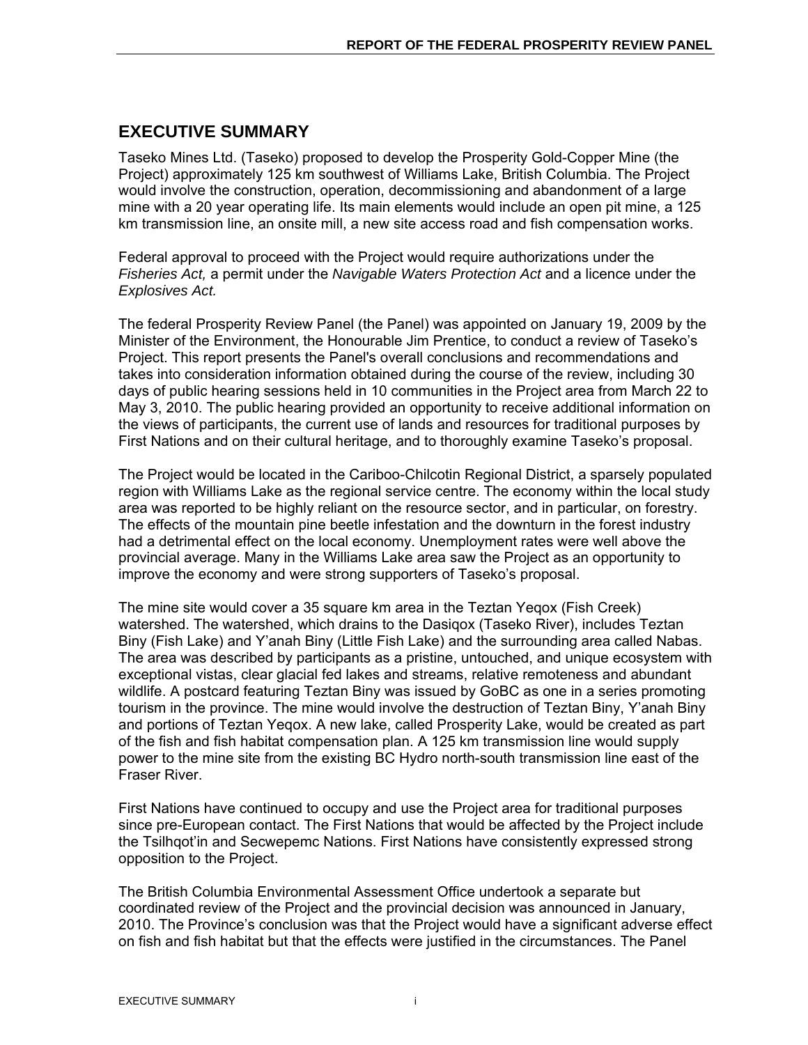## EXECUTIVE SUMMARY

Taseko Mines Ltd. (Taseko) proposed to develop the Prosperity Gold-Copper Mine (the Project) approximately 125 km southwest of Williams Lake, British Columbia. The Project would involve the construction, operation, decommissioning and abandonment of a large mine with a 20 year operating life. Its main elements would include an open pit mine, a 125 km transmission line, an onsite mill, a new site access road and fish compensation works.

Federal approval to proceed with the Project would require authorizations under the *Fisheries Act,* a permit under the *Navigable Waters Protection Act* and a licence under the *Explosives Act.*

The federal Prosperity Review Panel (the Panel) was appointed on January 19, 2009 by the Minister of the Environment, the Honourable Jim Prentice, to conduct a review of Taseko's Project. This report presents the Panel's overall conclusions and recommendations and takes into consideration information obtained during the course of the review, including 30 days of public hearing sessions held in 10 communities in the Project area from March 22 to May 3, 2010. The public hearing provided an opportunity to receive additional information on the views of participants, the current use of lands and resources for traditional purposes by First Nations and on their cultural heritage, and to thoroughly examine Taseko's proposal.

The Project would be located in the Cariboo-Chilcotin Regional District, a sparsely populated region with Williams Lake as the regional service centre. The economy within the local study area was reported to be highly reliant on the resource sector, and in particular, on forestry. The effects of the mountain pine beetle infestation and the downturn in the forest industry had a detrimental effect on the local economy. Unemployment rates were well above the provincial average. Many in the Williams Lake area saw the Project as an opportunity to improve the economy and were strong supporters of Taseko's proposal.

The mine site would cover a 35 square km area in the Teztan Yeqox (Fish Creek) watershed. The watershed, which drains to the Dasiqox (Taseko River), includes Teztan Biny (Fish Lake) and Y'anah Biny (Little Fish Lake) and the surrounding area called Nabas. The area was described by participants as a pristine, untouched, and unique ecosystem with exceptional vistas, clear glacial fed lakes and streams, relative remoteness and abundant wildlife. A postcard featuring Teztan Biny was issued by GoBC as one in a series promoting tourism in the province. The mine would involve the destruction of Teztan Biny, Y'anah Biny and portions of Teztan Yeqox. A new lake, called Prosperity Lake, would be created as part of the fish and fish habitat compensation plan. A 125 km transmission line would supply power to the mine site from the existing BC Hydro north-south transmission line east of the Fraser River.

First Nations have continued to occupy and use the Project area for traditional purposes since pre-European contact. The First Nations that would be affected by the Project include the Tsilhqot'in and Secwepemc Nations. First Nations have consistently expressed strong opposition to the Project.

The British Columbia Environmental Assessment Office undertook a separate but coordinated review of the Project and the provincial decision was announced in January, 2010. The Province's conclusion was that the Project would have a significant adverse effect on fish and fish habitat but that the effects were justified in the circumstances. The Panel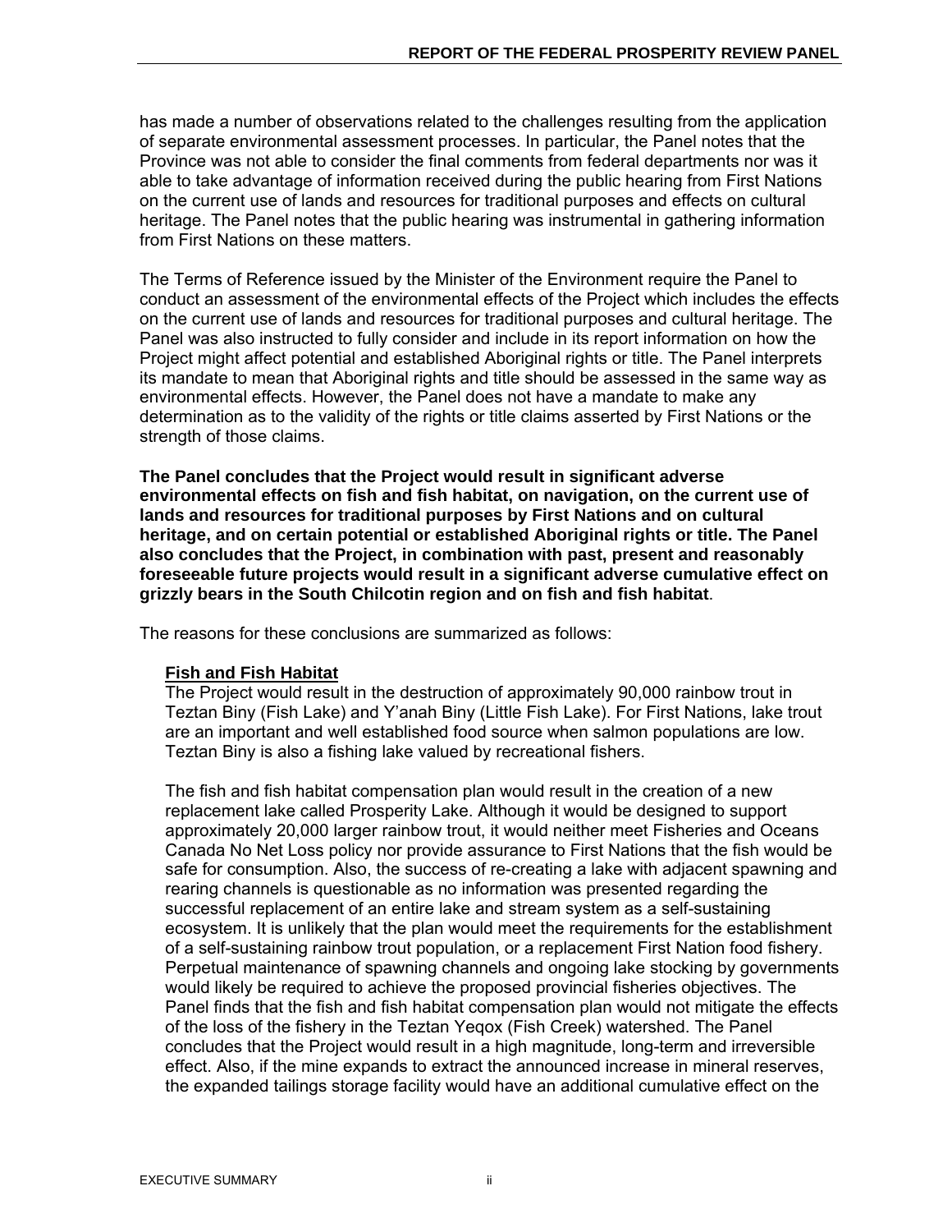has made a number of observations related to the challenges resulting from the application of separate environmental assessment processes. In particular, the Panel notes that the Province was not able to consider the final comments from federal departments nor was it able to take advantage of information received during the public hearing from First Nations on the current use of lands and resources for traditional purposes and effects on cultural heritage. The Panel notes that the public hearing was instrumental in gathering information from First Nations on these matters.

The Terms of Reference issued by the Minister of the Environment require the Panel to conduct an assessment of the environmental effects of the Project which includes the effects on the current use of lands and resources for traditional purposes and cultural heritage. The Panel was also instructed to fully consider and include in its report information on how the Project might affect potential and established Aboriginal rights or title. The Panel interprets its mandate to mean that Aboriginal rights and title should be assessed in the same way as environmental effects. However, the Panel does not have a mandate to make any determination as to the validity of the rights or title claims asserted by First Nations or the strength of those claims.

**The Panel concludes that the Project would result in significant adverse environmental effects on fish and fish habitat, on navigation, on the current use of lands and resources for traditional purposes by First Nations and on cultural heritage, and on certain potential or established Aboriginal rights or title. The Panel also concludes that the Project, in combination with past, present and reasonably foreseeable future projects would result in a significant adverse cumulative effect on grizzly bears in the South Chilcotin region and on fish and fish habitat**.

The reasons for these conclusions are summarized as follows:

**Fish and Fish Habitat**

The Project would result in the destruction of approximately 90,000 rainbow trout in Teztan Biny (Fish Lake) and Y'anah Biny (Little Fish Lake). For First Nations, lake trout are an important and well established food source when salmon populations are low. Teztan Biny is also a fishing lake valued by recreational fishers.

The fish and fish habitat compensation plan would result in the creation of a new replacement lake called Prosperity Lake. Although it would be designed to support approximately 20,000 larger rainbow trout, it would neither meet Fisheries and Oceans Canada No Net Loss policy nor provide assurance to First Nations that the fish would be safe for consumption. Also, the success of re-creating a lake with adjacent spawning and rearing channels is questionable as no information was presented regarding the successful replacement of an entire lake and stream system as a self-sustaining ecosystem. It is unlikely that the plan would meet the requirements for the establishment of a self-sustaining rainbow trout population, or a replacement First Nation food fishery. Perpetual maintenance of spawning channels and ongoing lake stocking by governments would likely be required to achieve the proposed provincial fisheries objectives. The Panel finds that the fish and fish habitat compensation plan would not mitigate the effects of the loss of the fishery in the Teztan Yeqox (Fish Creek) watershed. The Panel concludes that the Project would result in a high magnitude, long-term and irreversible effect. Also, if the mine expands to extract the announced increase in mineral reserves, the expanded tailings storage facility would have an additional cumulative effect on the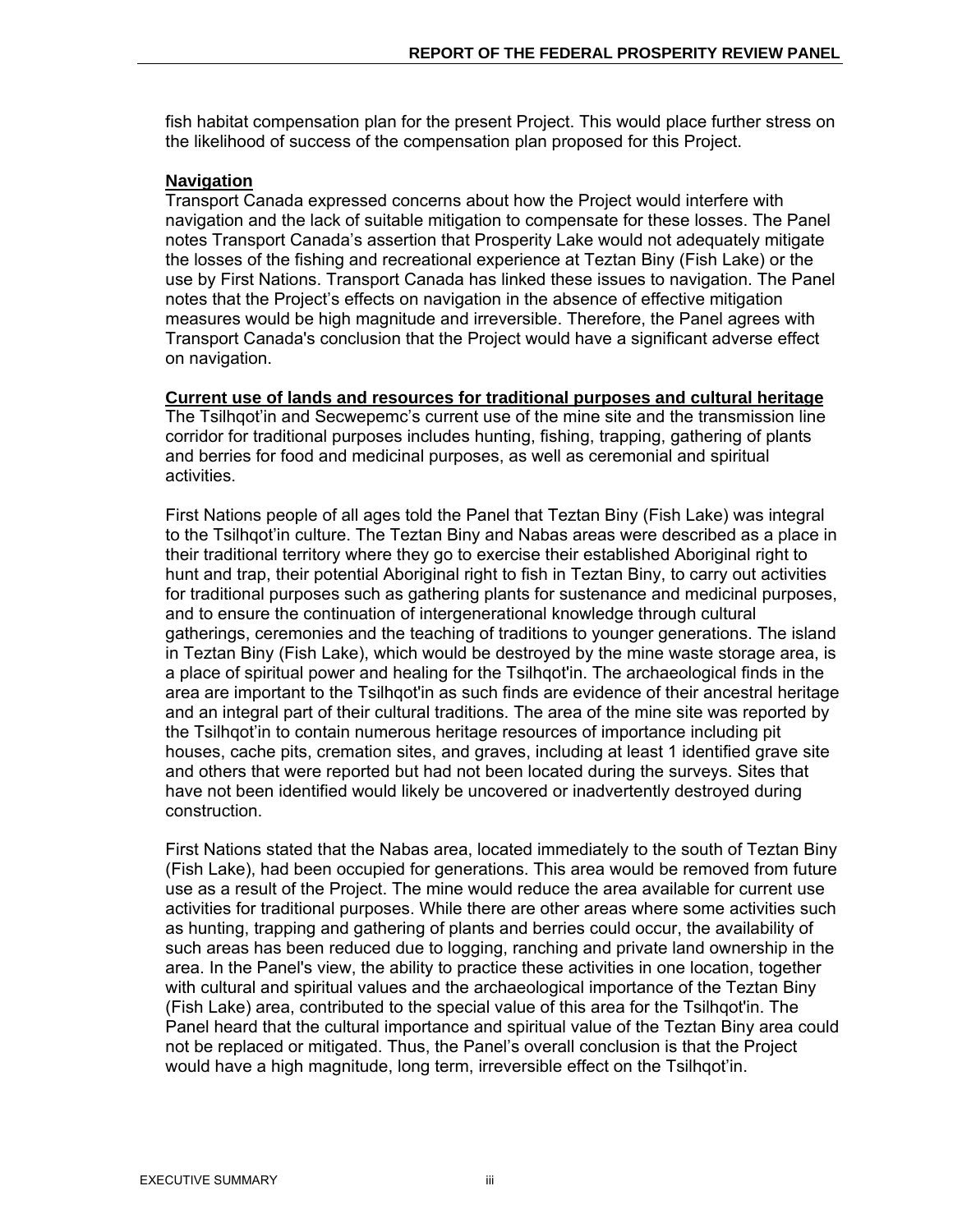fish habitat compensation plan for the present Project. This would place further stress on the likelihood of success of the compensation plan proposed for this Project.

**Navigation**

Transport Canada expressed concerns about how the Project would interfere with navigation and the lack of suitable mitigation to compensate for these losses. The Panel notes Transport Canada's assertion that Prosperity Lake would not adequately mitigate the losses of the fishing and recreational experience at Teztan Biny (Fish Lake) or the use by First Nations. Transport Canada has linked these issues to navigation. The Panel notes that the Project's effects on navigation in the absence of effective mitigation measures would be high magnitude and irreversible. Therefore, the Panel agrees with Transport Canada's conclusion that the Project would have a significant adverse effect on navigation.

**Current use of lands and resources for traditional purposes and cultural heritage**

The Tsilhqot'in and Secwepemc's current use of the mine site and the transmission line corridor for traditional purposes includes hunting, fishing, trapping, gathering of plants and berries for food and medicinal purposes, as well as ceremonial and spiritual activities.

First Nations people of all ages told the Panel that Teztan Biny (Fish Lake) was integral to the Tsilhqot'in culture. The Teztan Biny and Nabas areas were described as a place in their traditional territory where they go to exercise their established Aboriginal right to hunt and trap, their potential Aboriginal right to fish in Teztan Biny, to carry out activities for traditional purposes such as gathering plants for sustenance and medicinal purposes, and to ensure the continuation of intergenerational knowledge through cultural gatherings, ceremonies and the teaching of traditions to younger generations. The island in Teztan Biny (Fish Lake), which would be destroyed by the mine waste storage area, is a place of spiritual power and healing for the Tsilhqot'in. The archaeological finds in the area are important to the Tsilhqot'in as such finds are evidence of their ancestral heritage and an integral part of their cultural traditions. The area of the mine site was reported by the Tsilhqot'in to contain numerous heritage resources of importance including pit houses, cache pits, cremation sites, and graves, including at least 1 identified grave site and others that were reported but had not been located during the surveys. Sites that have not been identified would likely be uncovered or inadvertently destroyed during construction.

First Nations stated that the Nabas area, located immediately to the south of Teztan Biny (Fish Lake), had been occupied for generations. This area would be removed from future use as a result of the Project. The mine would reduce the area available for current use activities for traditional purposes. While there are other areas where some activities such as hunting, trapping and gathering of plants and berries could occur, the availability of such areas has been reduced due to logging, ranching and private land ownership in the area. In the Panel's view, the ability to practice these activities in one location, together with cultural and spiritual values and the archaeological importance of the Teztan Biny (Fish Lake) area, contributed to the special value of this area for the Tsilhqot'in. The Panel heard that the cultural importance and spiritual value of the Teztan Biny area could not be replaced or mitigated. Thus, the Panel's overall conclusion is that the Project would have a high magnitude, long term, irreversible effect on the Tsilhqot'in.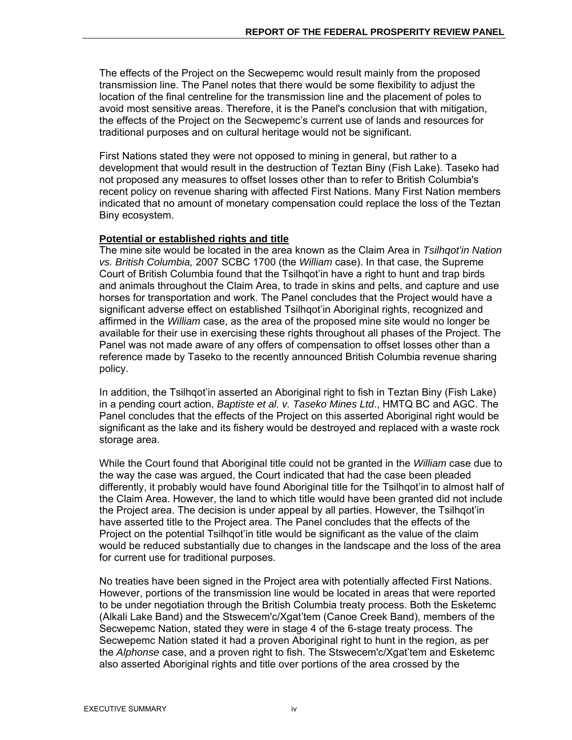The effects of the Project on the Secwepemc would result mainly from the proposed transmission line. The Panel notes that there would be some flexibility to adjust the location of the final centreline for the transmission line and the placement of poles to avoid most sensitive areas. Therefore, it is the Panel's conclusion that with mitigation, the effects of the Project on the Secwepemc's current use of lands and resources for traditional purposes and on cultural heritage would not be significant.

First Nations stated they were not opposed to mining in general, but rather to a development that would result in the destruction of Teztan Biny (Fish Lake). Taseko had not proposed any measures to offset losses other than to refer to British Columbia's recent policy on revenue sharing with affected First Nations. Many First Nation members indicated that no amount of monetary compensation could replace the loss of the Teztan Biny ecosystem.

**Potential or established rights and title**

The mine site would be located in the area known as the Claim Area in *Tsilhqot'in Nation vs. British Columbia,* 2007 SCBC 1700 (the *William* case). In that case, the Supreme Court of British Columbia found that the Tsilhqot'in have a right to hunt and trap birds and animals throughout the Claim Area, to trade in skins and pelts, and capture and use horses for transportation and work. The Panel concludes that the Project would have a significant adverse effect on established Tsilhqot'in Aboriginal rights, recognized and affirmed in the *William* case, as the area of the proposed mine site would no longer be available for their use in exercising these rights throughout all phases of the Project. The Panel was not made aware of any offers of compensation to offset losses other than a reference made by Taseko to the recently announced British Columbia revenue sharing policy.

In addition, the Tsilhqot'in asserted an Aboriginal right to fish in Teztan Biny (Fish Lake) in a pending court action, *Baptiste et al. v. Taseko Mines Ltd*., HMTQ BC and AGC. The Panel concludes that the effects of the Project on this asserted Aboriginal right would be significant as the lake and its fishery would be destroyed and replaced with a waste rock storage area.

While the Court found that Aboriginal title could not be granted in the *William* case due to the way the case was argued, the Court indicated that had the case been pleaded differently, it probably would have found Aboriginal title for the Tsilhqot'in to almost half of the Claim Area. However, the land to which title would have been granted did not include the Project area. The decision is under appeal by all parties. However, the Tsilhqot'in have asserted title to the Project area. The Panel concludes that the effects of the Project on the potential Tsilhqot'in title would be significant as the value of the claim would be reduced substantially due to changes in the landscape and the loss of the area for current use for traditional purposes.

No treaties have been signed in the Project area with potentially affected First Nations. However, portions of the transmission line would be located in areas that were reported to be under negotiation through the British Columbia treaty process. Both the Esketemc (Alkali Lake Band) and the Stswecem'c/Xgat'tem (Canoe Creek Band), members of the Secwepemc Nation, stated they were in stage 4 of the 6-stage treaty process. The Secwepemc Nation stated it had a proven Aboriginal right to hunt in the region, as per the *Alphonse* case, and a proven right to fish. The Stswecem'c/Xgat'tem and Esketemc also asserted Aboriginal rights and title over portions of the area crossed by the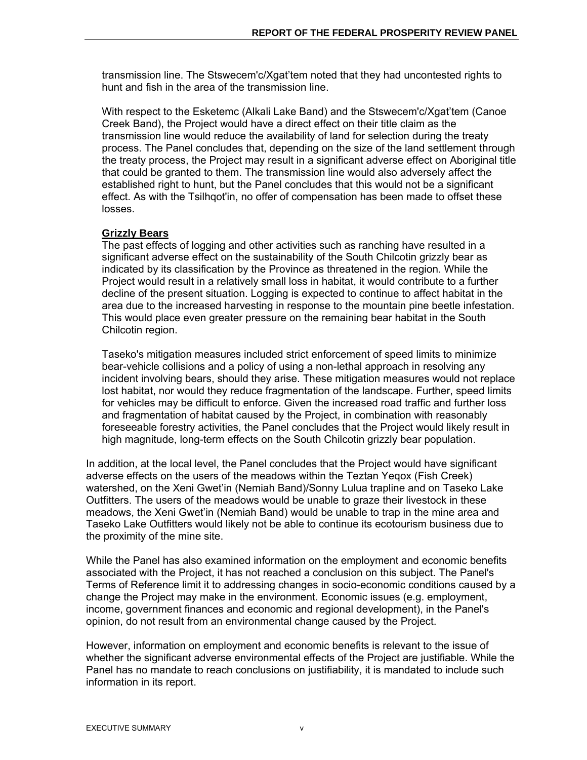transmission line. The Stswecem'c/Xgat'tem noted that they had uncontested rights to hunt and fish in the area of the transmission line.

With respect to the Esketemc (Alkali Lake Band) and the Stswecem'c/Xgat'tem (Canoe Creek Band), the Project would have a direct effect on their title claim as the transmission line would reduce the availability of land for selection during the treaty process. The Panel concludes that, depending on the size of the land settlement through the treaty process, the Project may result in a significant adverse effect on Aboriginal title that could be granted to them. The transmission line would also adversely affect the established right to hunt, but the Panel concludes that this would not be a significant effect. As with the Tsilhqot'in, no offer of compensation has been made to offset these losses.

**Grizzly Bears**

The past effects of logging and other activities such as ranching have resulted in a significant adverse effect on the sustainability of the South Chilcotin grizzly bear as indicated by its classification by the Province as threatened in the region. While the Project would result in a relatively small loss in habitat, it would contribute to a further decline of the present situation. Logging is expected to continue to affect habitat in the area due to the increased harvesting in response to the mountain pine beetle infestation. This would place even greater pressure on the remaining bear habitat in the South Chilcotin region.

Taseko's mitigation measures included strict enforcement of speed limits to minimize bear-vehicle collisions and a policy of using a non-lethal approach in resolving any incident involving bears, should they arise. These mitigation measures would not replace lost habitat, nor would they reduce fragmentation of the landscape. Further, speed limits for vehicles may be difficult to enforce. Given the increased road traffic and further loss and fragmentation of habitat caused by the Project, in combination with reasonably foreseeable forestry activities, the Panel concludes that the Project would likely result in high magnitude, long-term effects on the South Chilcotin grizzly bear population.

In addition, at the local level, the Panel concludes that the Project would have significant adverse effects on the users of the meadows within the Teztan Yeqox (Fish Creek) watershed, on the Xeni Gwet'in (Nemiah Band)/Sonny Lulua trapline and on Taseko Lake Outfitters. The users of the meadows would be unable to graze their livestock in these meadows, the Xeni Gwet'in (Nemiah Band) would be unable to trap in the mine area and Taseko Lake Outfitters would likely not be able to continue its ecotourism business due to the proximity of the mine site.

While the Panel has also examined information on the employment and economic benefits associated with the Project, it has not reached a conclusion on this subject. The Panel's Terms of Reference limit it to addressing changes in socio-economic conditions caused by a change the Project may make in the environment. Economic issues (e.g. employment, income, government finances and economic and regional development), in the Panel's opinion, do not result from an environmental change caused by the Project.

However, information on employment and economic benefits is relevant to the issue of whether the significant adverse environmental effects of the Project are justifiable. While the Panel has no mandate to reach conclusions on justifiability, it is mandated to include such information in its report.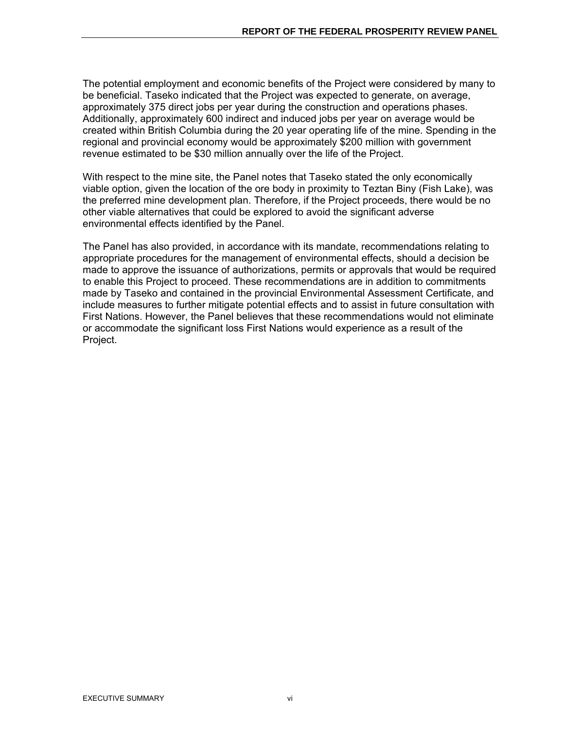The potential employment and economic benefits of the Project were considered by many to be beneficial. Taseko indicated that the Project was expected to generate, on average, approximately 375 direct jobs per year during the construction and operations phases. Additionally, approximately 600 indirect and induced jobs per year on average would be created within British Columbia during the 20 year operating life of the mine. Spending in the regional and provincial economy would be approximately $200 million with government revenue estimated to be $30 million annually over the life of the Project.

With respect to the mine site, the Panel notes that Taseko stated the only economically viable option, given the location of the ore body in proximity to Teztan Biny (Fish Lake), was the preferred mine development plan. Therefore, if the Project proceeds, there would be no other viable alternatives that could be explored to avoid the significant adverse environmental effects identified by the Panel.

The Panel has also provided, in accordance with its mandate, recommendations relating to appropriate procedures for the management of environmental effects, should a decision be made to approve the issuance of authorizations, permits or approvals that would be required to enable this Project to proceed. These recommendations are in addition to commitments made by Taseko and contained in the provincial Environmental Assessment Certificate, and include measures to further mitigate potential effects and to assist in future consultation with First Nations. However, the Panel believes that these recommendations would not eliminate or accommodate the significant loss First Nations would experience as a result of the Project.